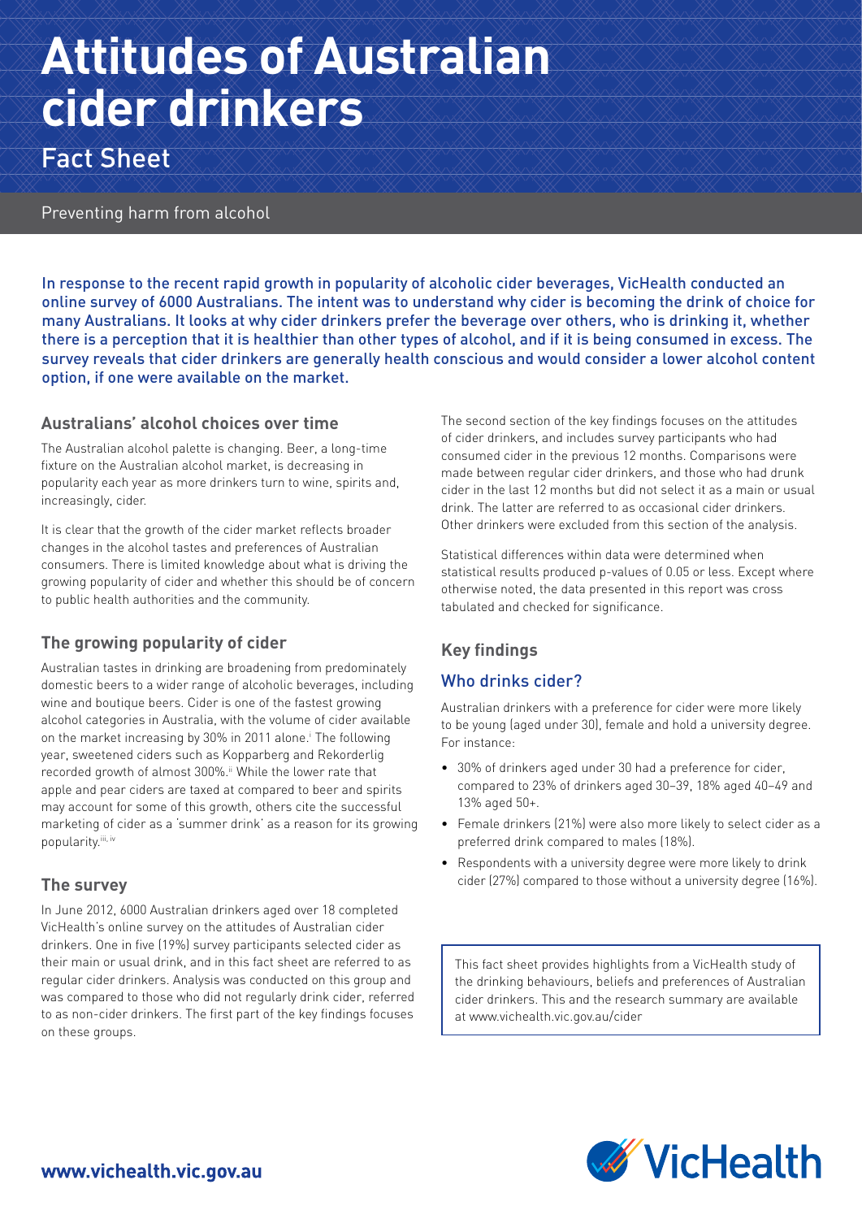# Attitudes of Australian cider drinkers

## Fact Sheet

Preventing harm from alcohol

In response to the recent rapid growth in popularity of alcoholic cider beverages, VicHealth conducted an online survey of 6000 Australians. The intent was to understand why cider is becoming the drink of choice for many Australians. It looks at why cider drinkers prefer the beverage over others, who is drinking it, whether there is a perception that it is healthier than other types of alcohol, and if it is being consumed in excess. The survey reveals that cider drinkers are generally health conscious and would consider a lower alcohol content option, if one were available on the market.

### Australians' alcohol choices over time

The Australian alcohol palette is changing. Beer, a long-time fixture on the Australian alcohol market, is decreasing in popularity each year as more drinkers turn to wine, spirits and, increasingly, cider.

It is clear that the growth of the cider market reflects broader changes in the alcohol tastes and preferences of Australian consumers. There is limited knowledge about what is driving the growing popularity of cider and whether this should be of concern to public health authorities and the community.

### The growing popularity of cider

Australian tastes in drinking are broadening from predominately domestic beers to a wider range of alcoholic beverages, including wine and boutique beers. Cider is one of the fastest growing alcohol categories in Australia, with the volume of cider available on the market increasing by 30% in 2011 alone.[i] The following year, sweetened ciders such as Kopparberg and Rekorderlig recorded growth of almost 300%.[ii] While the lower rate that apple and pear ciders are taxed at compared to beer and spirits may account for some of this growth, others cite the successful marketing of cider as a 'summer drink' as a reason for its growing popularity.[iii, iv]

### The survey

In June 2012, 6000 Australian drinkers aged over 18 completed VicHealth's online survey on the attitudes of Australian cider drinkers. One in five (19%) survey participants selected cider as their main or usual drink, and in this fact sheet are referred to as regular cider drinkers. Analysis was conducted on this group and was compared to those who did not regularly drink cider, referred to as non-cider drinkers. The first part of the key findings focuses on these groups.

The second section of the key findings focuses on the attitudes of cider drinkers, and includes survey participants who had consumed cider in the previous 12 months. Comparisons were made between regular cider drinkers, and those who had drunk cider in the last 12 months but did not select it as a main or usual drink. The latter are referred to as occasional cider drinkers. Other drinkers were excluded from this section of the analysis.

Statistical differences within data were determined when statistical results produced p-values of 0.05 or less. Except where otherwise noted, the data presented in this report was cross tabulated and checked for significance.

### Key findings

#### Who drinks cider?

Australian drinkers with a preference for cider were more likely to be young (aged under 30), female and hold a university degree. For instance:

- 30% of drinkers aged under 30 had a preference for cider, compared to 23% of drinkers aged 30–39, 18% aged 40–49 and 13% aged 50+.
- Female drinkers (21%) were also more likely to select cider as a preferred drink compared to males (18%).
- Respondents with a university degree were more likely to drink cider (27%) compared to those without a university degree (16%).

This fact sheet provides highlights from a VicHealth study of the drinking behaviours, beliefs and preferences of Australian cider drinkers. This and the research summary are available at www.vichealth.vic.gov.au/cider

VicHealth

www.vichealth.vic.gov.au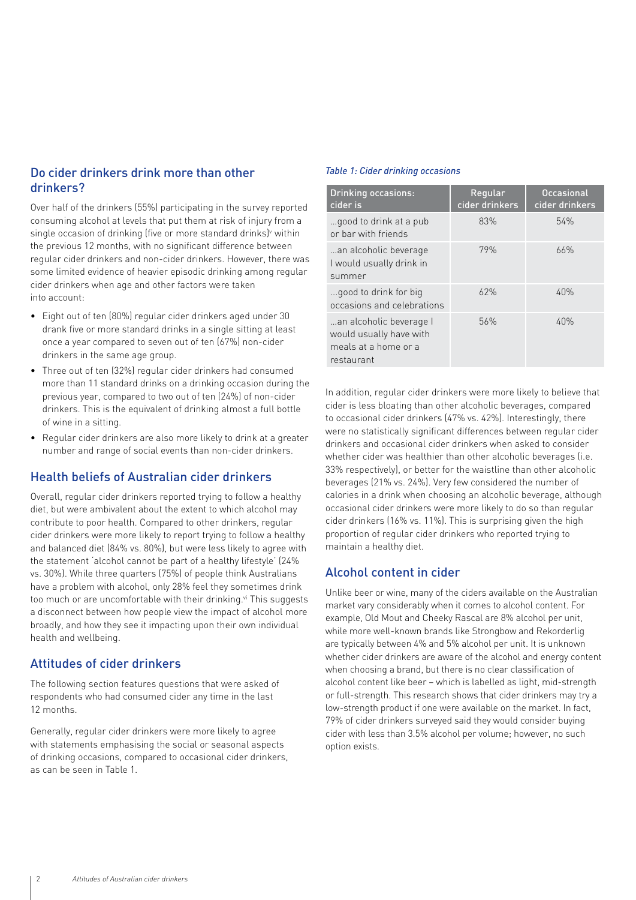## Do cider drinkers drink more than other drinkers?

Over half of the drinkers (55%) participating in the survey reported consuming alcohol at levels that put them at risk of injury from a single occasion of drinking (five or more standard drinks)[v] within the previous 12 months, with no significant difference between regular cider drinkers and non-cider drinkers. However, there was some limited evidence of heavier episodic drinking among regular cider drinkers when age and other factors were taken into account:

- Eight out of ten (80%) regular cider drinkers aged under 30 drank five or more standard drinks in a single sitting at least once a year compared to seven out of ten (67%) non-cider drinkers in the same age group.
- Three out of ten (32%) regular cider drinkers had consumed more than 11 standard drinks on a drinking occasion during the previous year, compared to two out of ten (24%) of non-cider drinkers. This is the equivalent of drinking almost a full bottle of wine in a sitting.
- Regular cider drinkers are also more likely to drink at a greater number and range of social events than non-cider drinkers.

## Health beliefs of Australian cider drinkers

Overall, regular cider drinkers reported trying to follow a healthy diet, but were ambivalent about the extent to which alcohol may contribute to poor health. Compared to other drinkers, regular cider drinkers were more likely to report trying to follow a healthy and balanced diet (84% vs. 80%), but were less likely to agree with the statement 'alcohol cannot be part of a healthy lifestyle' (24% vs. 30%). While three quarters (75%) of people think Australians have a problem with alcohol, only 28% feel they sometimes drink too much or are uncomfortable with their drinking.[vi] This suggests a disconnect between how people view the impact of alcohol more broadly, and how they see it impacting upon their own individual health and wellbeing.

## Attitudes of cider drinkers

The following section features questions that were asked of respondents who had consumed cider any time in the last 12 months.

Generally, regular cider drinkers were more likely to agree with statements emphasising the social or seasonal aspects of drinking occasions, compared to occasional cider drinkers, as can be seen in Table 1.

*Table 1: Cider drinking occasions*

| Drinking occasions: cider is | Regular cider drinkers | Occasional cider drinkers |
|---|---|---|
| ...good to drink at a pub or bar with friends | 83% | 54% |
| ...an alcoholic beverage I would usually drink in summer | 79% | 66% |
| ...good to drink for big occasions and celebrations | 62% | 40% |
| ...an alcoholic beverage I would usually have with meals at a home or a restaurant | 56% | 40% |

In addition, regular cider drinkers were more likely to believe that cider is less bloating than other alcoholic beverages, compared to occasional cider drinkers (47% vs. 42%). Interestingly, there were no statistically significant differences between regular cider drinkers and occasional cider drinkers when asked to consider whether cider was healthier than other alcoholic beverages (i.e. 33% respectively), or better for the waistline than other alcoholic beverages (21% vs. 24%). Very few considered the number of calories in a drink when choosing an alcoholic beverage, although occasional cider drinkers were more likely to do so than regular cider drinkers (16% vs. 11%). This is surprising given the high proportion of regular cider drinkers who reported trying to maintain a healthy diet.

## Alcohol content in cider

Unlike beer or wine, many of the ciders available on the Australian market vary considerably when it comes to alcohol content. For example, Old Mout and Cheeky Rascal are 8% alcohol per unit, while more well-known brands like Strongbow and Rekorderlig are typically between 4% and 5% alcohol per unit. It is unknown whether cider drinkers are aware of the alcohol and energy content when choosing a brand, but there is no clear classification of alcohol content like beer – which is labelled as light, mid-strength or full-strength. This research shows that cider drinkers may try a low-strength product if one were available on the market. In fact, 79% of cider drinkers surveyed said they would consider buying cider with less than 3.5% alcohol per volume; however, no such option exists.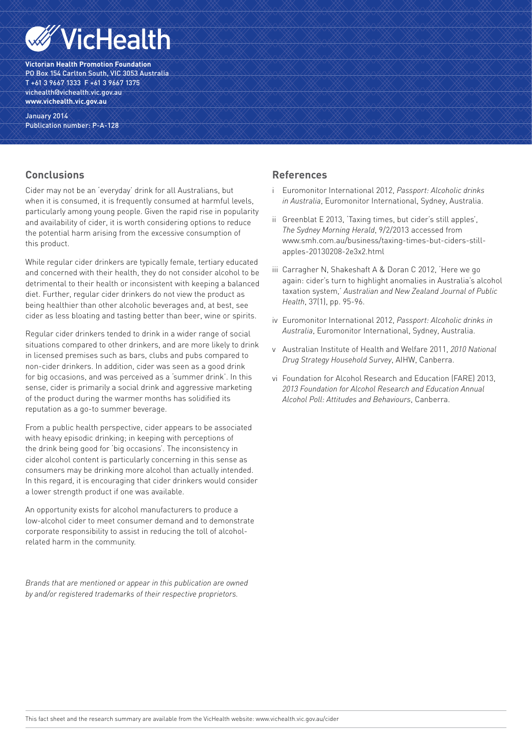**Victorian Health Promotion Foundation**
PO Box 154 Carlton South, VIC 3053 Australia
T +61 3 9667 1333 F +61 3 9667 1375
vichealth@vichealth.vic.gov.au
**www.vichealth.vic.gov.au**

January 2014
Publication number: P-A-128

## Conclusions

Cider may not be an 'everyday' drink for all Australians, but when it is consumed, it is frequently consumed at harmful levels, particularly among young people. Given the rapid rise in popularity and availability of cider, it is worth considering options to reduce the potential harm arising from the excessive consumption of this product.

While regular cider drinkers are typically female, tertiary educated and concerned with their health, they do not consider alcohol to be detrimental to their health or inconsistent with keeping a balanced diet. Further, regular cider drinkers do not view the product as being healthier than other alcoholic beverages and, at best, see cider as less bloating and tasting better than beer, wine or spirits.

Regular cider drinkers tended to drink in a wider range of social situations compared to other drinkers, and are more likely to drink in licensed premises such as bars, clubs and pubs compared to non-cider drinkers. In addition, cider was seen as a good drink for big occasions, and was perceived as a 'summer drink'. In this sense, cider is primarily a social drink and aggressive marketing of the product during the warmer months has solidified its reputation as a go-to summer beverage.

From a public health perspective, cider appears to be associated with heavy episodic drinking; in keeping with perceptions of the drink being good for 'big occasions'. The inconsistency in cider alcohol content is particularly concerning in this sense as consumers may be drinking more alcohol than actually intended. In this regard, it is encouraging that cider drinkers would consider a lower strength product if one was available.

An opportunity exists for alcohol manufacturers to produce a low-alcohol cider to meet consumer demand and to demonstrate corporate responsibility to assist in reducing the toll of alcohol-related harm in the community.

*Brands that are mentioned or appear in this publication are owned by and/or registered trademarks of their respective proprietors.*

## References

i Euromonitor International 2012, *Passport: Alcoholic drinks in Australia*, Euromonitor International, Sydney, Australia.

ii Greenblat E 2013, 'Taxing times, but cider's still apples', *The Sydney Morning Herald*, 9/2/2013 accessed from www.smh.com.au/business/taxing-times-but-ciders-still-apples-20130208-2e3x2.html

iii Carragher N, Shakeshaft A & Doran C 2012, 'Here we go again: cider's turn to highlight anomalies in Australia's alcohol taxation system,' *Australian and New Zealand Journal of Public Health*, 37(1), pp. 95-96.

iv Euromonitor International 2012, *Passport: Alcoholic drinks in Australia*, Euromonitor International, Sydney, Australia.

v Australian Institute of Health and Welfare 2011, *2010 National Drug Strategy Household Survey*, AIHW, Canberra.

vi Foundation for Alcohol Research and Education (FARE) 2013, *2013 Foundation for Alcohol Research and Education Annual Alcohol Poll: Attitudes and Behaviours*, Canberra.

This fact sheet and the research summary are available from the VicHealth website: www.vichealth.vic.gov.au/cider